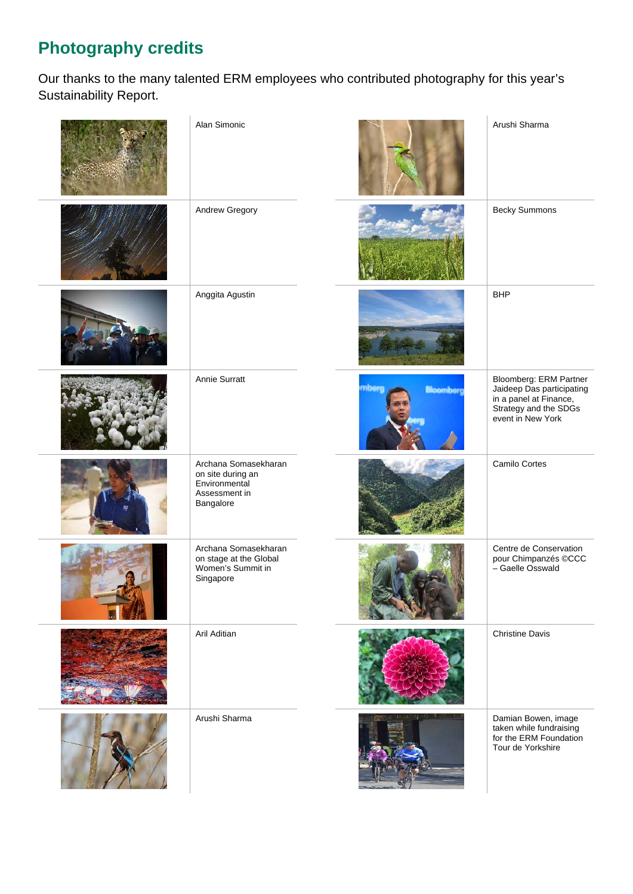# Photography credits

Our thanks to the many talented ERM employees who contributed photography for this year's Sustainability Report.

Alan Simonic

Andrew Gregory

Anggita Agustin

Annie Surratt

Archana Somasekharan on site during an Environmental Assessment in Bangalore

Archana Somasekharan on stage at the Global Women's Summit in Singapore

Aril Aditian

Arushi Sharma

Arushi Sharma

Becky Summons

BHP

Bloomberg: ERM Partner Jaideep Das participating in a panel at Finance, Strategy and the SDGs event in New York

Camilo Cortes

Centre de Conservation pour Chimpanzés ©CCC – Gaelle Osswald

Christine Davis

Damian Bowen, image taken while fundraising for the ERM Foundation Tour de Yorkshire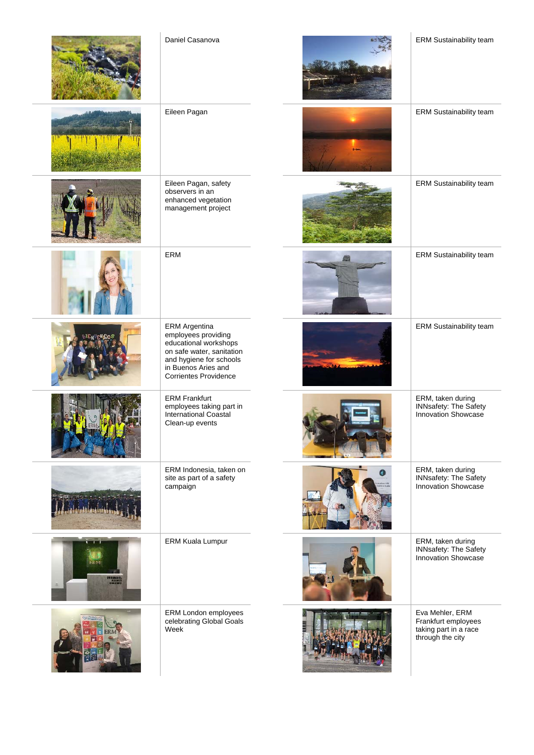| | | | |
|---|---|---|---|
| | Daniel Casanova | | ERM Sustainability team |
| | Eileen Pagan | | ERM Sustainability team |
| | Eileen Pagan, safety observers in an enhanced vegetation management project | | ERM Sustainability team |
| | ERM | | ERM Sustainability team |
| | ERM Argentina employees providing educational workshops on safe water, sanitation and hygiene for schools in Buenos Aries and Corrientes Providence | | ERM Sustainability team |
| | ERM Frankfurt employees taking part in International Coastal Clean-up events | | ERM, taken during INNsafety: The Safety Innovation Showcase |
| | ERM Indonesia, taken on site as part of a safety campaign | | ERM, taken during INNsafety: The Safety Innovation Showcase |
| | ERM Kuala Lumpur | | ERM, taken during INNsafety: The Safety Innovation Showcase |
| | ERM London employees celebrating Global Goals Week | | Eva Mehler, ERM Frankfurt employees taking part in a race through the city |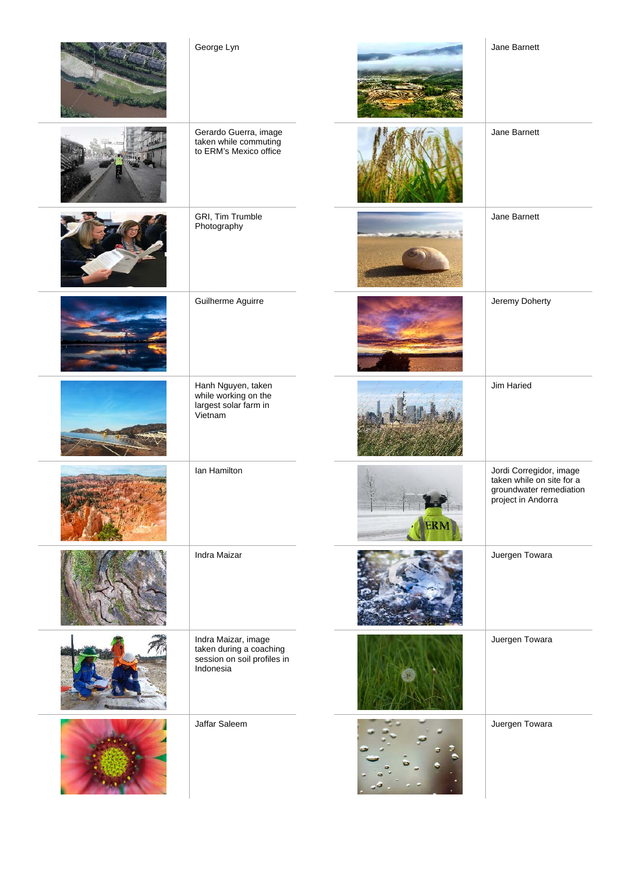| Image | Credit | Image | Credit |
|---|---|---|---|
| | George Lyn | | Jane Barnett |
| | Gerardo Guerra, image taken while commuting to ERM's Mexico office | | Jane Barnett |
| | GRI, Tim Trumble Photography | | Jane Barnett |
| | Guilherme Aguirre | | Jeremy Doherty |
| | Hanh Nguyen, taken while working on the largest solar farm in Vietnam | | Jim Haried |
| | Ian Hamilton | | Jordi Corregidor, image taken while on site for a groundwater remediation project in Andorra |
| | Indra Maizar | | Juergen Towara |
| | Indra Maizar, image taken during a coaching session on soil profiles in Indonesia | | Juergen Towara |
| | Jaffar Saleem | | Juergen Towara |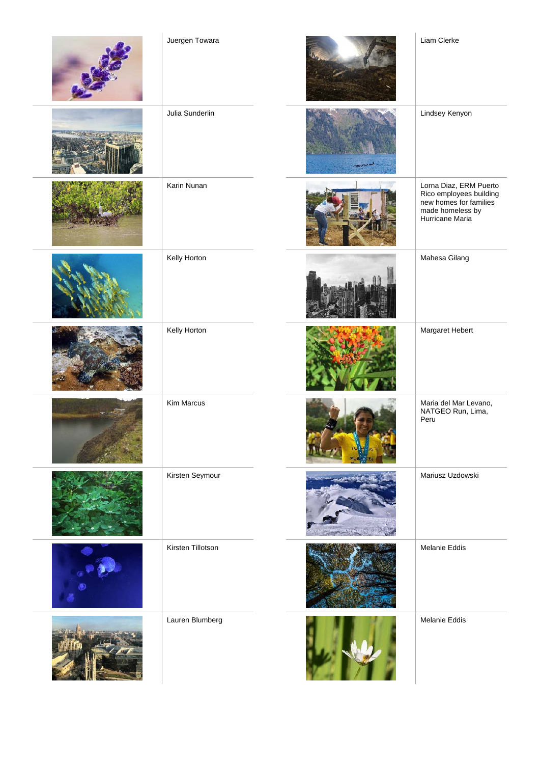Juergen Towara

Julia Sunderlin

Karin Nunan

Kelly Horton

Kelly Horton

Kim Marcus

Kirsten Seymour

Kirsten Tillotson

Lauren Blumberg

Liam Clerke

Lindsey Kenyon

Lorna Diaz, ERM Puerto Rico employees building new homes for families made homeless by Hurricane Maria

Mahesa Gilang

Margaret Hebert

Maria del Mar Levano, NATGEO Run, Lima, Peru

Mariusz Uzdowski

Melanie Eddis

Melanie Eddis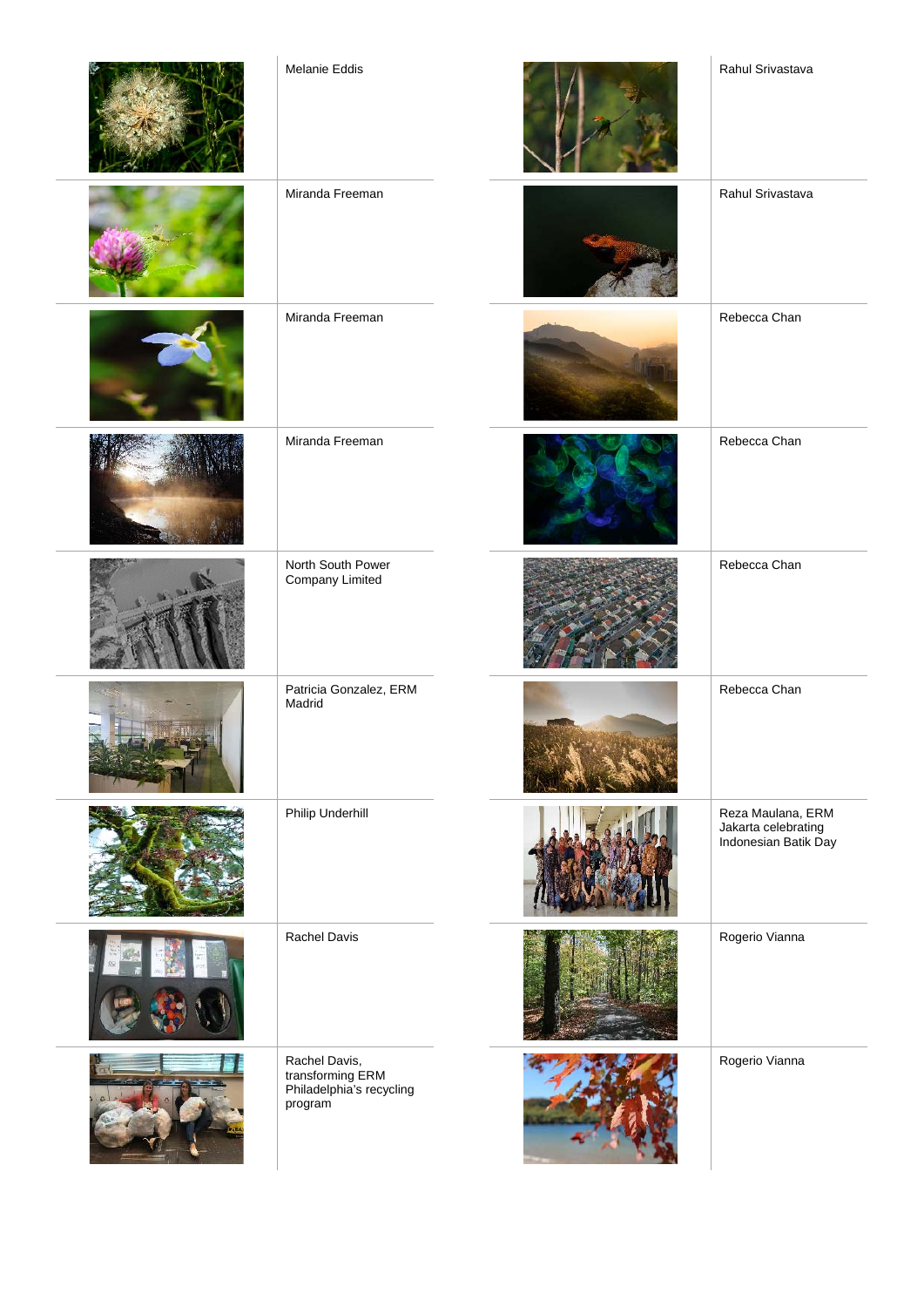Melanie Eddis

Miranda Freeman

Miranda Freeman

Miranda Freeman

North South Power Company Limited

Patricia Gonzalez, ERM Madrid

Philip Underhill

Rachel Davis

Rachel Davis, transforming ERM Philadelphia's recycling program

Rahul Srivastava

Rahul Srivastava

Rebecca Chan

Rebecca Chan

Rebecca Chan

Rebecca Chan

Reza Maulana, ERM Jakarta celebrating Indonesian Batik Day

Rogerio Vianna

Rogerio Vianna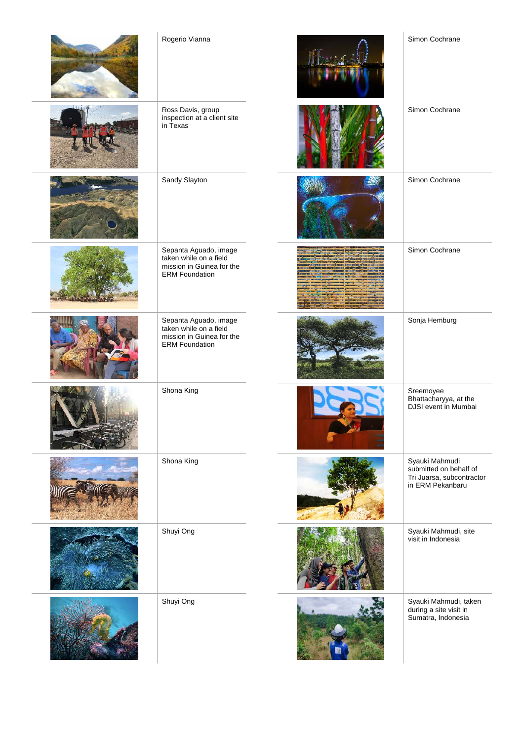| | |
|---|---|
| | Rogerio Vianna |
| | Ross Davis, group inspection at a client site in Texas |
| | Sandy Slayton |
| | Sepanta Aguado, image taken while on a field mission in Guinea for the ERM Foundation |
| | Sepanta Aguado, image taken while on a field mission in Guinea for the ERM Foundation |
| | Shona King |
| | Shona King |
| | Shuyi Ong |
| | Shuyi Ong |

| | |
|---|---|
| | Simon Cochrane |
| | Simon Cochrane |
| | Simon Cochrane |
| | Simon Cochrane |
| | Sonja Hemburg |
| | Sreemoyee Bhattacharyya, at the DJSI event in Mumbai |
| | Syauki Mahmudi submitted on behalf of Tri Juarsa, subcontractor in ERM Pekanbaru |
| | Syauki Mahmudi, site visit in Indonesia |
| | Syauki Mahmudi, taken during a site visit in Sumatra, Indonesia |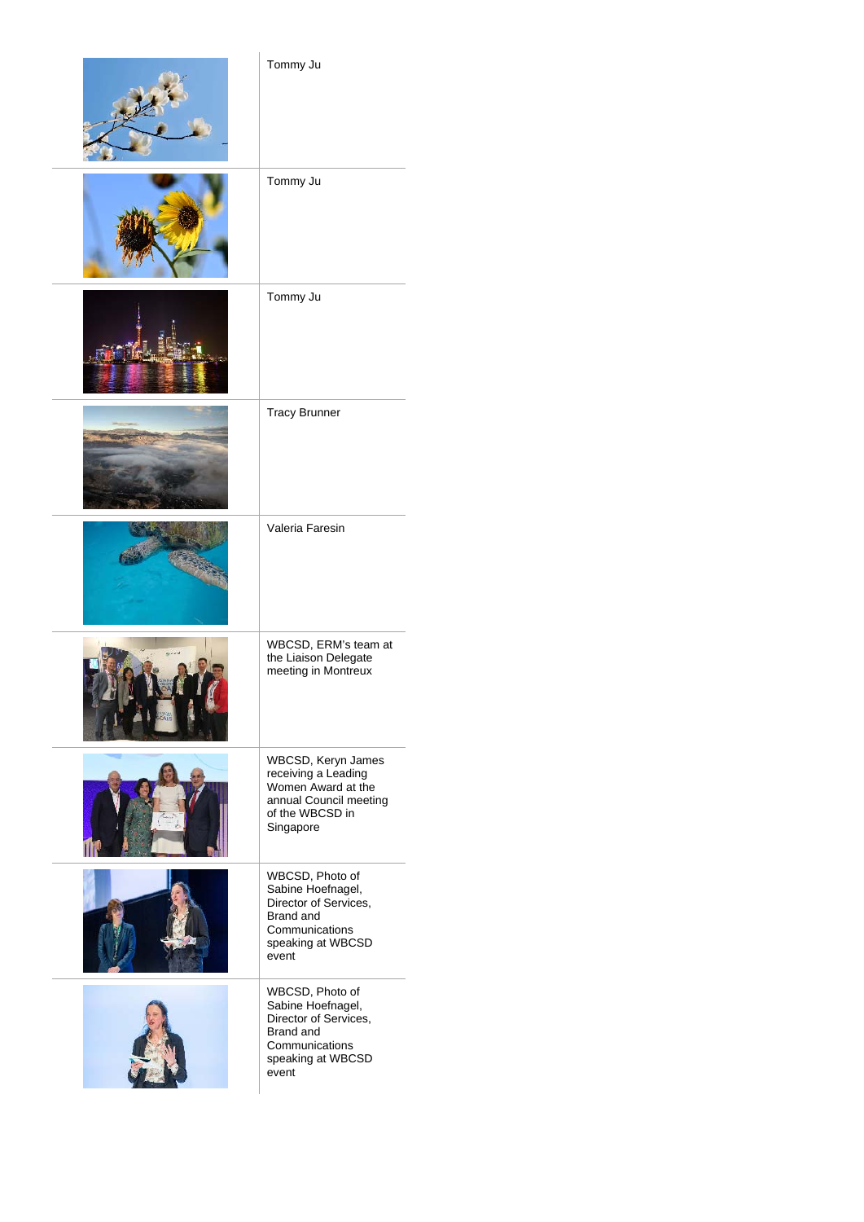| | |
|---|---|
| | Tommy Ju |
| | Tommy Ju |
| | Tommy Ju |
| | Tracy Brunner |
| | Valeria Faresin |
| | WBCSD, ERM's team at the Liaison Delegate meeting in Montreux |
| | WBCSD, Keryn James receiving a Leading Women Award at the annual Council meeting of the WBCSD in Singapore |
| | WBCSD, Photo of Sabine Hoefnagel, Director of Services, Brand and Communications speaking at WBCSD event |
| | WBCSD, Photo of Sabine Hoefnagel, Director of Services, Brand and Communications speaking at WBCSD event |